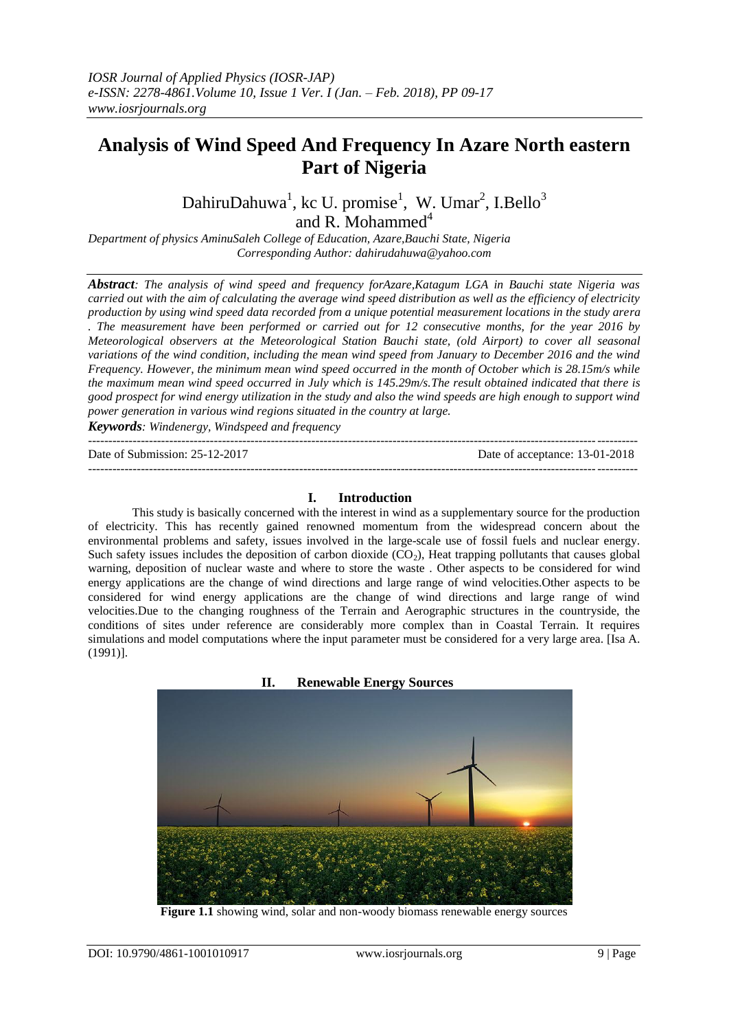# Analysis of Wind Speed And Frequency In Azare North eastern Part of Nigeria

DahiruDahuwa[1], kc U. promise[1], W. Umar[2], I.Bello[3] and R. Mohammed[4]

*Department of physics AminuSaleh College of Education, Azare,Bauchi State, Nigeria*
*Corresponding Author: dahirudahuwa@yahoo.com*

***Abstract****: The analysis of wind speed and frequency forAzare,Katagum LGA in Bauchi state Nigeria was carried out with the aim of calculating the average wind speed distribution as well as the efficiency of electricity production by using wind speed data recorded from a unique potential measurement locations in the study arera . The measurement have been performed or carried out for 12 consecutive months, for the year 2016 by Meteorological observers at the Meteorological Station Bauchi state, (old Airport) to cover all seasonal variations of the wind condition, including the mean wind speed from January to December 2016 and the wind Frequency. However, the minimum mean wind speed occurred in the month of October which is 28.15m/s while the maximum mean wind speed occurred in July which is 145.29m/s.The result obtained indicated that there is good prospect for wind energy utilization in the study and also the wind speeds are high enough to support wind power generation in various wind regions situated in the country at large.*

***Keywords****: Windenergy, Windspeed and frequency*

Date of Submission: 25-12-2017 | Date of acceptance: 13-01-2018

## I. Introduction

This study is basically concerned with the interest in wind as a supplementary source for the production of electricity. This has recently gained renowned momentum from the widespread concern about the environmental problems and safety, issues involved in the large-scale use of fossil fuels and nuclear energy. Such safety issues includes the deposition of carbon dioxide ($CO_2$), Heat trapping pollutants that causes global warning, deposition of nuclear waste and where to store the waste . Other aspects to be considered for wind energy applications are the change of wind directions and large range of wind velocities.Other aspects to be considered for wind energy applications are the change of wind directions and large range of wind velocities.Due to the changing roughness of the Terrain and Aerographic structures in the countryside, the conditions of sites under reference are considerably more complex than in Coastal Terrain. It requires simulations and model computations where the input parameter must be considered for a very large area. [Isa A. (1991)].

## II. Renewable Energy Sources

**Figure 1.1** showing wind, solar and non-woody biomass renewable energy sources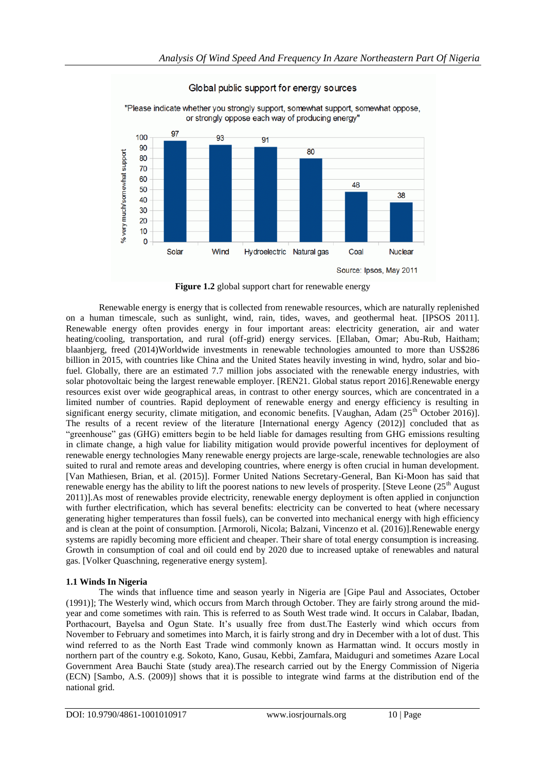**Figure 1.2** global support chart for renewable energy

Renewable energy is energy that is collected from renewable resources, which are naturally replenished on a human timescale, such as sunlight, wind, rain, tides, waves, and geothermal heat. [IPSOS 2011]. Renewable energy often provides energy in four important areas: electricity generation, air and water heating/cooling, transportation, and rural (off-grid) energy services. [Ellaban, Omar; Abu-Rub, Haitham; blaanbjerg, freed (2014)Worldwide investments in renewable technologies amounted to more than US$286 billion in 2015, with countries like China and the United States heavily investing in wind, hydro, solar and bio-fuel. Globally, there are an estimated 7.7 million jobs associated with the renewable energy industries, with solar photovoltaic being the largest renewable employer. [REN21. Global status report 2016].Renewable energy resources exist over wide geographical areas, in contrast to other energy sources, which are concentrated in a limited number of countries. Rapid deployment of renewable energy and energy efficiency is resulting in significant energy security, climate mitigation, and economic benefits. [Vaughan, Adam (25th October 2016)]. The results of a recent review of the literature [International energy Agency (2012)] concluded that as "greenhouse" gas (GHG) emitters begin to be held liable for damages resulting from GHG emissions resulting in climate change, a high value for liability mitigation would provide powerful incentives for deployment of renewable energy technologies Many renewable energy projects are large-scale, renewable technologies are also suited to rural and remote areas and developing countries, where energy is often crucial in human development. [Van Mathiesen, Brian, et al. (2015)]. Former United Nations Secretary-General, Ban Ki-Moon has said that renewable energy has the ability to lift the poorest nations to new levels of prosperity. [Steve Leone (25th August 2011)].As most of renewables provide electricity, renewable energy deployment is often applied in conjunction with further electrification, which has several benefits: electricity can be converted to heat (where necessary generating higher temperatures than fossil fuels), can be converted into mechanical energy with high efficiency and is clean at the point of consumption. [Armoroli, Nicola; Balzani, Vincenzo et al. (2016)].Renewable energy systems are rapidly becoming more efficient and cheaper. Their share of total energy consumption is increasing. Growth in consumption of coal and oil could end by 2020 due to increased uptake of renewables and natural gas. [Volker Quaschning, regenerative energy system].

### 1.1 Winds In Nigeria

The winds that influence time and season yearly in Nigeria are [Gipe Paul and Associates, October (1991)]; The Westerly wind, which occurs from March through October. They are fairly strong around the mid-year and come sometimes with rain. This is referred to as South West trade wind. It occurs in Calabar, Ibadan, Porthacourt, Bayelsa and Ogun State. It's usually free from dust.The Easterly wind which occurs from November to February and sometimes into March, it is fairly strong and dry in December with a lot of dust. This wind referred to as the North East Trade wind commonly known as Harmattan wind. It occurs mostly in northern part of the country e.g. Sokoto, Kano, Gusau, Kebbi, Zamfara, Maiduguri and sometimes Azare Local Government Area Bauchi State (study area).The research carried out by the Energy Commission of Nigeria (ECN) [Sambo, A.S. (2009)] shows that it is possible to integrate wind farms at the distribution end of the national grid.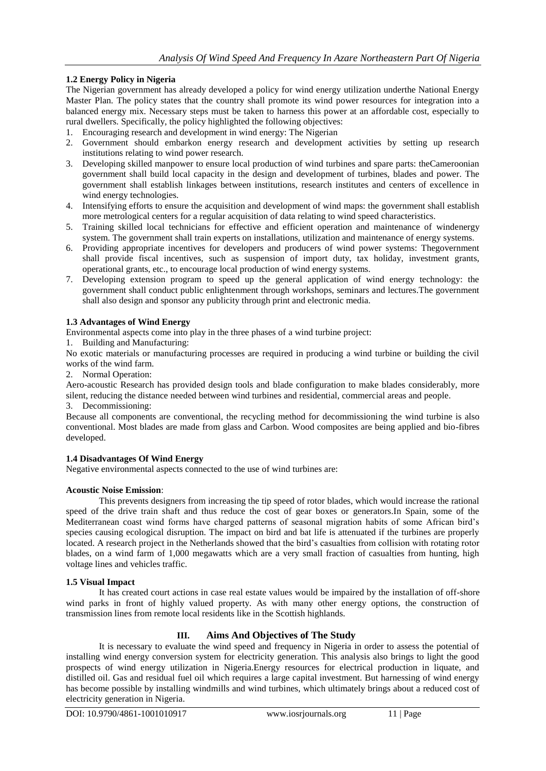### 1.2 Energy Policy in Nigeria

The Nigerian government has already developed a policy for wind energy utilization underthe National Energy Master Plan. The policy states that the country shall promote its wind power resources for integration into a balanced energy mix. Necessary steps must be taken to harness this power at an affordable cost, especially to rural dwellers. Specifically, the policy highlighted the following objectives:

1. Encouraging research and development in wind energy: The Nigerian
2. Government should embarkon energy research and development activities by setting up research institutions relating to wind power research.
3. Developing skilled manpower to ensure local production of wind turbines and spare parts: theCameroonian government shall build local capacity in the design and development of turbines, blades and power. The government shall establish linkages between institutions, research institutes and centers of excellence in wind energy technologies.
4. Intensifying efforts to ensure the acquisition and development of wind maps: the government shall establish more metrological centers for a regular acquisition of data relating to wind speed characteristics.
5. Training skilled local technicians for effective and efficient operation and maintenance of windenergy system. The government shall train experts on installations, utilization and maintenance of energy systems.
6. Providing appropriate incentives for developers and producers of wind power systems: Thegovernment shall provide fiscal incentives, such as suspension of import duty, tax holiday, investment grants, operational grants, etc., to encourage local production of wind energy systems.
7. Developing extension program to speed up the general application of wind energy technology: the government shall conduct public enlightenment through workshops, seminars and lectures.The government shall also design and sponsor any publicity through print and electronic media.

### 1.3 Advantages of Wind Energy

Environmental aspects come into play in the three phases of a wind turbine project:

1. Building and Manufacturing:

No exotic materials or manufacturing processes are required in producing a wind turbine or building the civil works of the wind farm.

2. Normal Operation:

Aero-acoustic Research has provided design tools and blade configuration to make blades considerably, more silent, reducing the distance needed between wind turbines and residential, commercial areas and people.

3. Decommissioning:

Because all components are conventional, the recycling method for decommissioning the wind turbine is also conventional. Most blades are made from glass and Carbon. Wood composites are being applied and bio-fibres developed.

### 1.4 Disadvantages Of Wind Energy

Negative environmental aspects connected to the use of wind turbines are:

**Acoustic Noise Emission**:

This prevents designers from increasing the tip speed of rotor blades, which would increase the rational speed of the drive train shaft and thus reduce the cost of gear boxes or generators.In Spain, some of the Mediterranean coast wind forms have charged patterns of seasonal migration habits of some African bird's species causing ecological disruption. The impact on bird and bat life is attenuated if the turbines are properly located. A research project in the Netherlands showed that the bird's casualties from collision with rotating rotor blades, on a wind farm of 1,000 megawatts which are a very small fraction of casualties from hunting, high voltage lines and vehicles traffic.

### 1.5 Visual Impact

It has created court actions in case real estate values would be impaired by the installation of off-shore wind parks in front of highly valued property. As with many other energy options, the construction of transmission lines from remote local residents like in the Scottish highlands.

## III. Aims And Objectives of The Study

It is necessary to evaluate the wind speed and frequency in Nigeria in order to assess the potential of installing wind energy conversion system for electricity generation. This analysis also brings to light the good prospects of wind energy utilization in Nigeria.Energy resources for electrical production in liquate, and distilled oil. Gas and residual fuel oil which requires a large capital investment. But harnessing of wind energy has become possible by installing windmills and wind turbines, which ultimately brings about a reduced cost of electricity generation in Nigeria.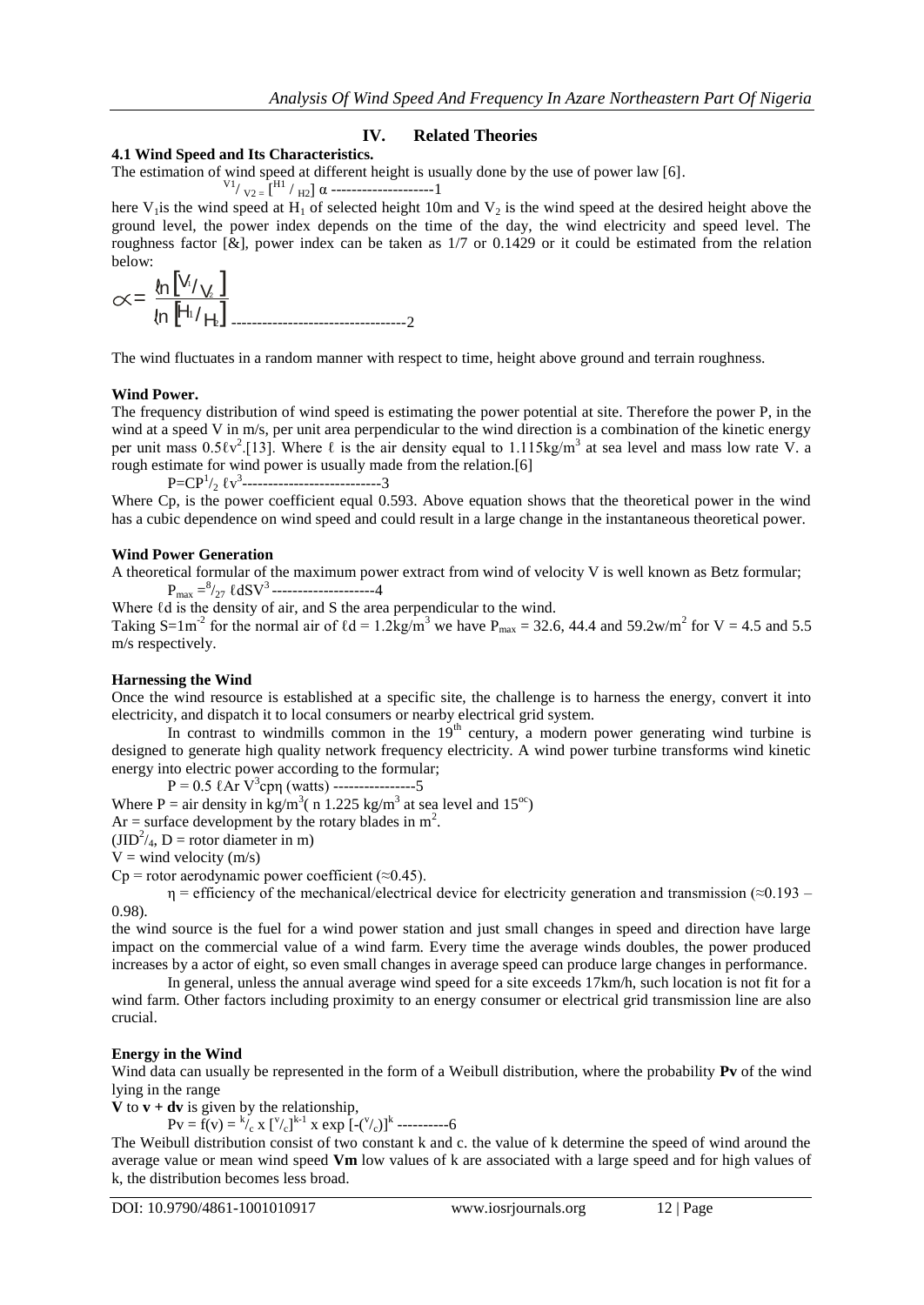## IV. Related Theories

### 4.1 Wind Speed and Its Characteristics.

The estimation of wind speed at different height is usually done by the use of power law [6].

$$ {}^{V1}/_{V2} = [{}^{H1}/_{H2}]\ \alpha \text{ --------------------1} $$

here $V_1$is the wind speed at $H_1$ of selected height 10m and $V_2$ is the wind speed at the desired height above the ground level, the power index depends on the time of the day, the wind electricity and speed level. The roughness factor [&], power index can be taken as 1/7 or 0.1429 or it could be estimated from the relation below:

$$ \propto = \frac{\ln [V_1/V_2]}{\ln [H_1/H_2]} \text{ ---------------------------------2} $$

The wind fluctuates in a random manner with respect to time, height above ground and terrain roughness.

**Wind Power.**

The frequency distribution of wind speed is estimating the power potential at site. Therefore the power P, in the wind at a speed V in m/s, per unit area perpendicular to the wind direction is a combination of the kinetic energy per unit mass $0.5\ell v^2$.[13]. Where $\ell$ is the air density equal to 1.115kg/m$^3$ at sea level and mass low rate V. a rough estimate for wind power is usually made from the relation.[6]

$$ P = CP\,{}^1/_2\,\ell v^3 \text{---------------------------3} $$

Where Cp, is the power coefficient equal 0.593. Above equation shows that the theoretical power in the wind has a cubic dependence on wind speed and could result in a large change in the instantaneous theoretical power.

**Wind Power Generation**

A theoretical formular of the maximum power extract from wind of velocity V is well known as Betz formular;

$$ P_{max} = {}^8/_{27}\,\ell dSV^3 \text{ --------------------4} $$

Where $\ell d$ is the density of air, and S the area perpendicular to the wind.

Taking S=1m$^{-2}$ for the normal air of $\ell d$ = 1.2kg/m$^3$ we have $P_{max}$ = 32.6, 44.4 and 59.2w/m$^2$ for V = 4.5 and 5.5 m/s respectively.

**Harnessing the Wind**

Once the wind resource is established at a specific site, the challenge is to harness the energy, convert it into electricity, and dispatch it to local consumers or nearby electrical grid system.

In contrast to windmills common in the 19$^{th}$ century, a modern power generating wind turbine is designed to generate high quality network frequency electricity. A wind power turbine transforms wind kinetic energy into electric power according to the formular;

$$ P = 0.5\,\ell Ar\,V^3 cp\eta \text{ (watts) ----------------5} $$

Where P = air density in kg/m$^3$( n 1.225 kg/m$^3$ at sea level and 15$^{oc}$)

Ar = surface development by the rotary blades in m$^2$.

($JID^2/_4$, D = rotor diameter in m)

V = wind velocity (m/s)

Cp = rotor aerodynamic power coefficient (≈0.45).

η = efficiency of the mechanical/electrical device for electricity generation and transmission (≈0.193 – 0.98).

the wind source is the fuel for a wind power station and just small changes in speed and direction have large impact on the commercial value of a wind farm. Every time the average winds doubles, the power produced increases by a actor of eight, so even small changes in average speed can produce large changes in performance.

In general, unless the annual average wind speed for a site exceeds 17km/h, such location is not fit for a wind farm. Other factors including proximity to an energy consumer or electrical grid transmission line are also crucial.

**Energy in the Wind**

Wind data can usually be represented in the form of a Weibull distribution, where the probability **Pv** of the wind lying in the range

**V** to **v + dv** is given by the relationship,

$$ Pv = f(v) = {}^k/_c \times [{}^v/_c]^{k-1} \times \exp[-({}^v/_c)]^k \text{ ----------6} $$

The Weibull distribution consist of two constant k and c. the value of k determine the speed of wind around the average value or mean wind speed **Vm** low values of k are associated with a large speed and for high values of k, the distribution becomes less broad.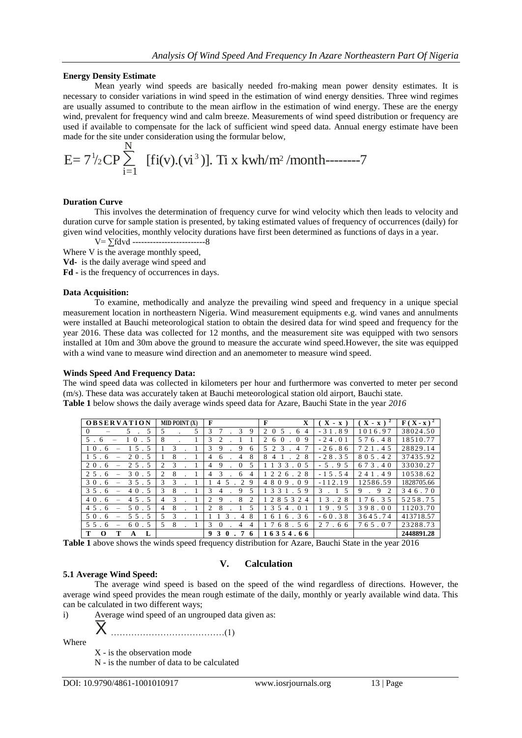#### Energy Density Estimate

Mean yearly wind speeds are basically needed fro-making mean power density estimates. It is necessary to consider variations in wind speed in the estimation of wind energy densities. Three wind regimes are usually assumed to contribute to the mean airflow in the estimation of wind energy. These are the energy wind, prevalent for frequency wind and calm breeze. Measurements of wind speed distribution or frequency are used if available to compensate for the lack of sufficient wind speed data. Annual energy estimate have been made for the site under consideration using the formular below,

$$E= 7\tfrac{1}{2}CP \sum_{i=1}^{N} [fi(v).(vi^3)].\ Ti \times kwh/m^2/month\text{--------}7$$

#### Duration Curve

This involves the determination of frequency curve for wind velocity which then leads to velocity and duration curve for sample station is presented, by taking estimated values of frequency of occurrences (daily) for given wind velocities, monthly velocity durations have first been determined as functions of days in a year.

$V= \sum fdvd$ -------------------------8

Where V is the average monthly speed,

**Vd**- is the daily average wind speed and

**Fd -** is the frequency of occurrences in days.

#### Data Acquisition:

To examine, methodically and analyze the prevailing wind speed and frequency in a unique special measurement location in northeastern Nigeria. Wind measurement equipments e.g. wind vanes and annulments were installed at Bauchi meteorological station to obtain the desired data for wind speed and frequency for the year 2016. These data was collected for 12 months, and the measurement site was equipped with two sensors installed at 10m and 30m above the ground to measure the accurate wind speed.However, the site was equipped with a wind vane to measure wind direction and an anemometer to measure wind speed.

#### Winds Speed And Frequency Data:

The wind speed data was collected in kilometers per hour and furthermore was converted to meter per second (m/s). These data was accurately taken at Bauchi meteorological station old airport, Bauchi state.

**Table 1** below shows the daily average winds speed data for Azare, Bauchi State in the year *2016*

| OBSERVATION | MID POINT (X) | F | FX | (X - x) | $(X - x)^2$ | $F(X - x)^2$ |
|---|---|---|---|---|---|---|
| 0 – 5.5 | 5.5 | 37.39 | 205.64 | -31.89 | 1016.97 | 38024.50 |
| 5.6 – 10.5 | 8.1 | 32.11 | 260.09 | -24.01 | 576.48 | 18510.77 |
| 10.6 – 15.5 | 13.1 | 39.96 | 523.47 | -26.86 | 721.45 | 28829.14 |
| 15.6 – 20.5 | 18.1 | 46.48 | 841.28 | -28.35 | 805.42 | 37435.92 |
| 20.6 – 25.5 | 23.1 | 49.05 | 1133.05 | -5.95 | 673.40 | 33030.27 |
| 25.6 – 30.5 | 28.1 | 43.64 | 1226.28 | -15.54 | 241.49 | 10538.62 |
| 30.6 – 35.5 | 33.1 | 145.29 | 4809.09 | -112.19 | 12586.59 | 1828705.66 |
| 35.6 – 40.5 | 38.1 | 34.95 | 1331.59 | 3.15 | 9.92 | 346.70 |
| 40.6 – 45.5 | 43.1 | 29.82 | 1285324 | 13.28 | 176.35 | 5258.75 |
| 45.6 – 50.5 | 48.1 | 28.15 | 1354.01 | 19.95 | 398.00 | 11203.70 |
| 50.6 – 55.5 | 53.1 | 113.48 | 1616.36 | -60.38 | 3645.74 | 413718.57 |
| 55.6 – 60.5 | 58.1 | 30.44 | 1768.56 | 27.66 | 765.07 | 23288.73 |
| **TOTAL** | | **930.76** | **16354.66** | | | **2448891.28** |

**Table 1** above shows the winds speed frequency distribution for Azare, Bauchi State in the year 2016

## V. Calculation

#### 5.1 Average Wind Speed:

The average wind speed is based on the speed of the wind regardless of directions. However, the average wind speed provides the mean rough estimate of the daily, monthly or yearly available wind data. This can be calculated in two different ways;

i) Average wind speed of an ungrouped data given as:

$\overline{X}$ …………………………………(1)

Where

X - is the observation mode

N - is the number of data to be calculated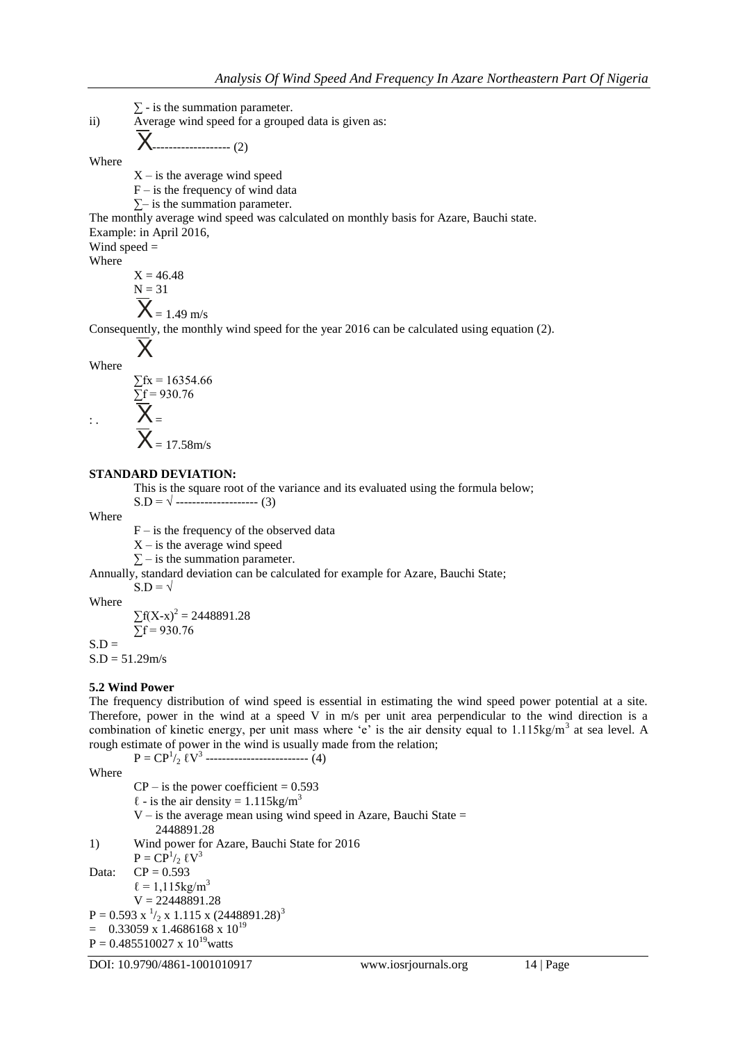$\sum$ - is the summation parameter.

ii) Average wind speed for a grouped data is given as:

$$\bar{X} \text{------------------- (2)}$$

Where

$X$ – is the average wind speed

$F$ – is the frequency of wind data

$\sum$– is the summation parameter.

The monthly average wind speed was calculated on monthly basis for Azare, Bauchi state.

Example: in April 2016,

Wind speed =

Where

$X = 46.48$

$N = 31$

$\bar{X} = 1.49$ m/s

Consequently, the monthly wind speed for the year 2016 can be calculated using equation (2).

$$\bar{X}$$

Where

$\sum fx = 16354.66$

$\sum f = 930.76$

$\therefore \quad \bar{X} =$

$\bar{X} = 17.58$m/s

**STANDARD DEVIATION:**

This is the square root of the variance and its evaluated using the formula below;

$S.D = \sqrt{}$ -------------------- (3)

Where

$F$ – is the frequency of the observed data

$X$ – is the average wind speed

$\sum$ – is the summation parameter.

Annually, standard deviation can be calculated for example for Azare, Bauchi State;

$S.D = \sqrt{}$

Where

$\sum f(X-x)^2 = 2448891.28$

$\sum f = 930.76$

$S.D =$

$S.D = 51.29$m/s

### 5.2 Wind Power

The frequency distribution of wind speed is essential in estimating the wind speed power potential at a site. Therefore, power in the wind at a speed V in m/s per unit area perpendicular to the wind direction is a combination of kinetic energy, per unit mass where 'e' is the air density equal to $1.115\text{kg/m}^3$ at sea level. A rough estimate of power in the wind is usually made from the relation;

$$P = CP\,{}^1\!/_2\,\ell V^3 \text{ ------------------------- (4)}$$

Where

$CP$ – is the power coefficient = 0.593

$\ell$ - is the air density = $1.115\text{kg/m}^3$

$V$ – is the average mean using wind speed in Azare, Bauchi State = 2448891.28

1) Wind power for Azare, Bauchi State for 2016

$P = CP\,{}^1\!/_2\,\ell V^3$

Data: $CP = 0.593$

$\ell = 1{,}115\text{kg/m}^3$

$V = 22448891.28$

$P = 0.593 \times {}^1\!/_2 \times 1.115 \times (2448891.28)^3$

$= 0.33059 \times 1.4686168 \times 10^{19}$

$P = 0.485510027 \times 10^{19}$watts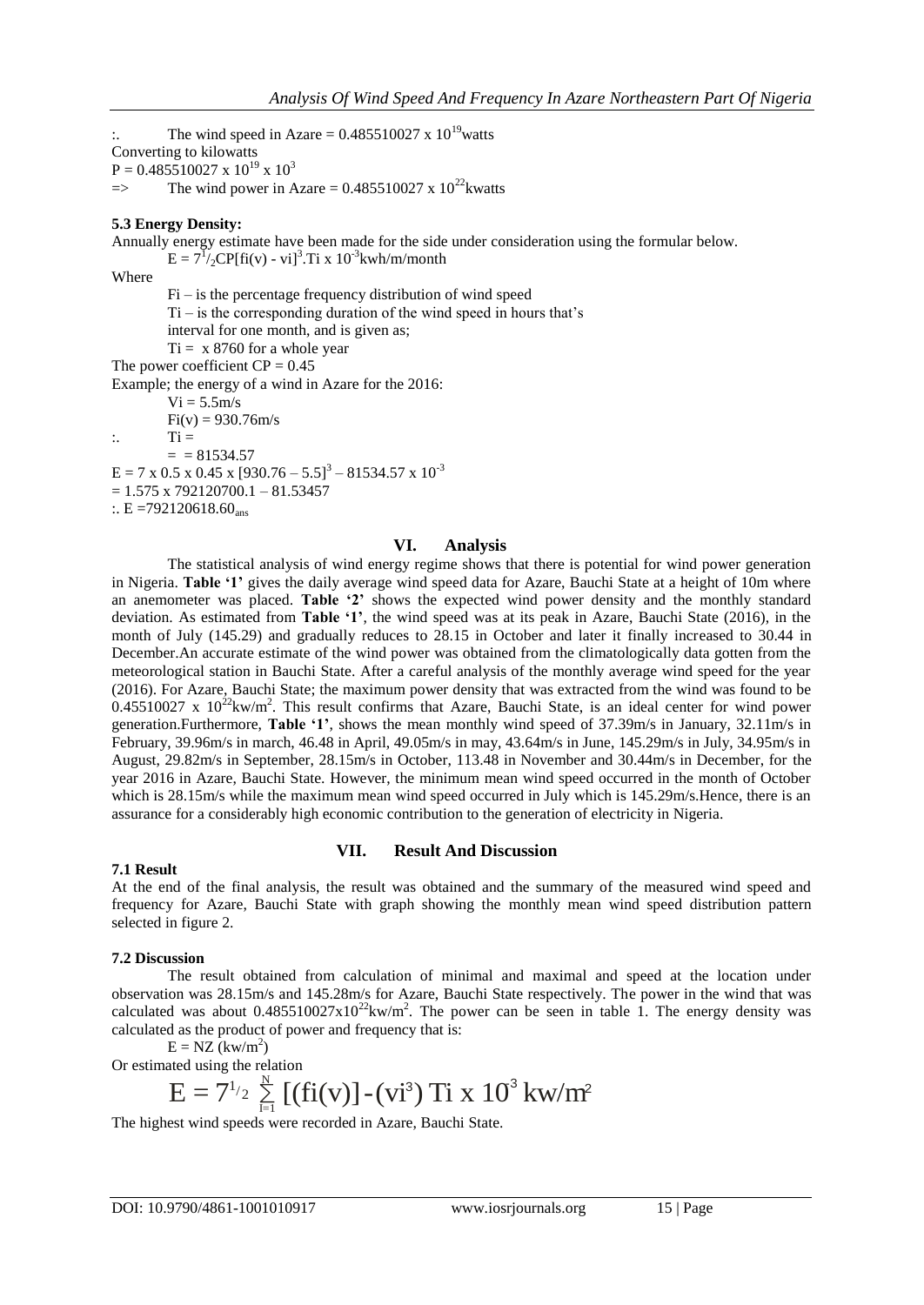:. The wind speed in Azare = $0.485510027 \times 10^{19}$ watts

Converting to kilowatts

$P = 0.485510027 \times 10^{19} \times 10^{3}$

=> The wind power in Azare = $0.485510027 \times 10^{22}$ kwatts

**5.3 Energy Density:**

Annually energy estimate have been made for the side under consideration using the formular below.

$$E = 7^{1}/_{2} CP[fi(v) - vi]^{3}.Ti \times 10^{-3} \text{kwh/m/month}$$

Where

Fi – is the percentage frequency distribution of wind speed

Ti – is the corresponding duration of the wind speed in hours that's interval for one month, and is given as;

Ti = x 8760 for a whole year

The power coefficient CP = 0.45

Example; the energy of a wind in Azare for the 2016:

Vi = 5.5m/s

Fi(v) = 930.76m/s

:. Ti =

= = 81534.57

$E = 7 \times 0.5 \times 0.45 \times [930.76 - 5.5]^{3} - 81534.57 \times 10^{-3}$

$= 1.575 \times 792120700.1 - 81.53457$

:. $E = 792120618.60_{ans}$

## VI. Analysis

The statistical analysis of wind energy regime shows that there is potential for wind power generation in Nigeria. **Table '1'** gives the daily average wind speed data for Azare, Bauchi State at a height of 10m where an anemometer was placed. **Table '2'** shows the expected wind power density and the monthly standard deviation. As estimated from **Table '1'**, the wind speed was at its peak in Azare, Bauchi State (2016), in the month of July (145.29) and gradually reduces to 28.15 in October and later it finally increased to 30.44 in December.An accurate estimate of the wind power was obtained from the climatologically data gotten from the meteorological station in Bauchi State. After a careful analysis of the monthly average wind speed for the year (2016). For Azare, Bauchi State; the maximum power density that was extracted from the wind was found to be $0.45510027 \times 10^{22}$kw/m$^{2}$. This result confirms that Azare, Bauchi State, is an ideal center for wind power generation.Furthermore, **Table '1'**, shows the mean monthly wind speed of 37.39m/s in January, 32.11m/s in February, 39.96m/s in march, 46.48 in April, 49.05m/s in may, 43.64m/s in June, 145.29m/s in July, 34.95m/s in August, 29.82m/s in September, 28.15m/s in October, 113.48 in November and 30.44m/s in December, for the year 2016 in Azare, Bauchi State. However, the minimum mean wind speed occurred in the month of October which is 28.15m/s while the maximum mean wind speed occurred in July which is 145.29m/s.Hence, there is an assurance for a considerably high economic contribution to the generation of electricity in Nigeria.

## VII. Result And Discussion

**7.1 Result**

At the end of the final analysis, the result was obtained and the summary of the measured wind speed and frequency for Azare, Bauchi State with graph showing the monthly mean wind speed distribution pattern selected in figure 2.

**7.2 Discussion**

The result obtained from calculation of minimal and maximal and speed at the location under observation was 28.15m/s and 145.28m/s for Azare, Bauchi State respectively. The power in the wind that was calculated was about $0.485510027 \times 10^{22}$kw/m$^{2}$. The power can be seen in table 1. The energy density was calculated as the product of power and frequency that is:

$$E = NZ \ (\text{kw/m}^{2})$$

Or estimated using the relation

$$E = 7^{1}/_{2} \sum_{I=1}^{N} [(fi(v)] - (vi^{3}) \ Ti \times 10^{3} \ \text{kw/m}^{2}$$

The highest wind speeds were recorded in Azare, Bauchi State.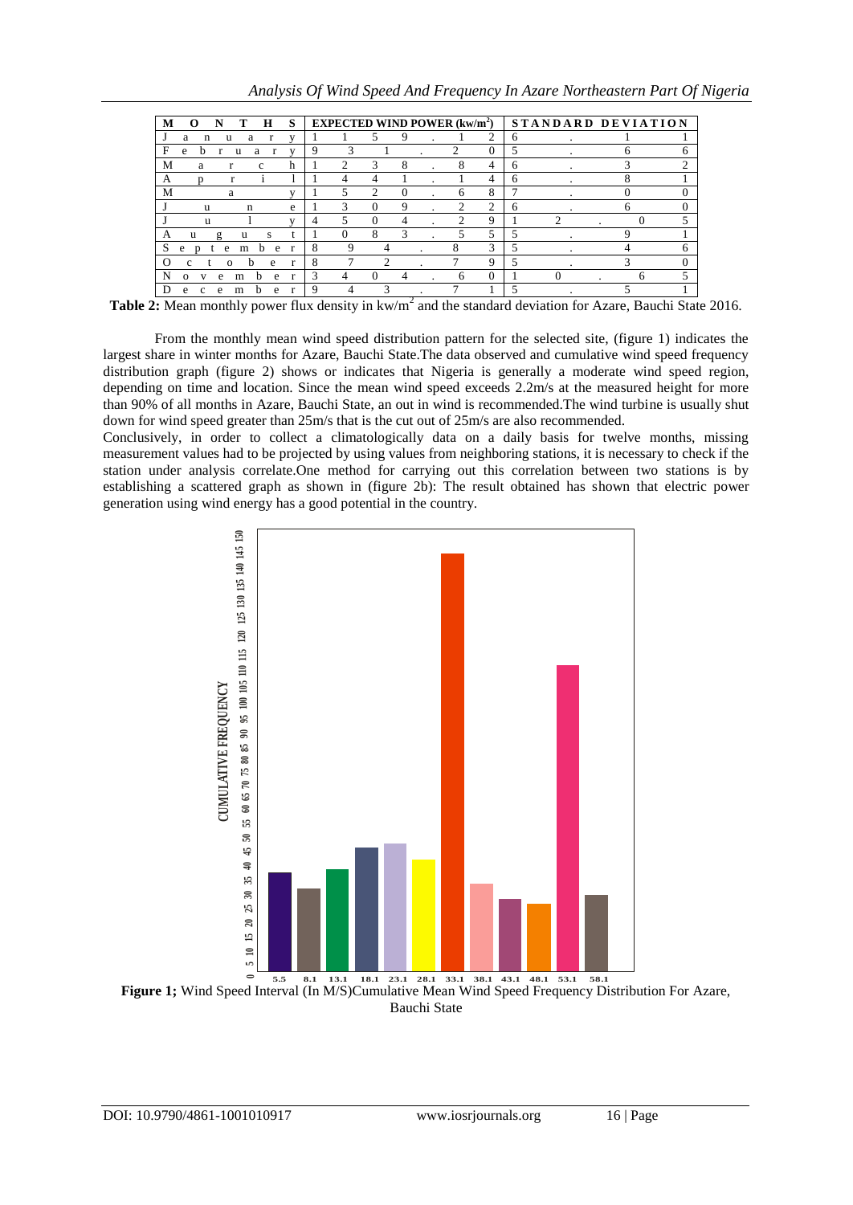| MONTHS | EXPECTED WIND POWER (kw/m²) | STANDARD DEVIATION |
|---|---|---|
| January | 1159.12 | 6.11 |
| February | 931.20 | 5.66 |
| March | 1238.84 | 6.32 |
| April | 1441.14 | 6.81 |
| May | 1520.68 | 7.00 |
| June | 1309.22 | 6.60 |
| July | 4504.29 | 12.05 |
| August | 1083.55 | 5.91 |
| September | 894.83 | 5.46 |
| October | 872.79 | 5.30 |
| November | 3404.60 | 10.65 |
| December | 943.71 | 5.51 |

**Table 2:** Mean monthly power flux density in kw/m$^2$ and the standard deviation for Azare, Bauchi State 2016.

From the monthly mean wind speed distribution pattern for the selected site, (figure 1) indicates the largest share in winter months for Azare, Bauchi State.The data observed and cumulative wind speed frequency distribution graph (figure 2) shows or indicates that Nigeria is generally a moderate wind speed region, depending on time and location. Since the mean wind speed exceeds 2.2m/s at the measured height for more than 90% of all months in Azare, Bauchi State, an out in wind is recommended.The wind turbine is usually shut down for wind speed greater than 25m/s that is the cut out of 25m/s are also recommended.

Conclusively, in order to collect a climatologically data on a daily basis for twelve months, missing measurement values had to be projected by using values from neighboring stations, it is necessary to check if the station under analysis correlate.One method for carrying out this correlation between two stations is by establishing a scattered graph as shown in (figure 2b): The result obtained has shown that electric power generation using wind energy has a good potential in the country.

**Figure 1;** Wind Speed Interval (In M/S)Cumulative Mean Wind Speed Frequency Distribution For Azare, Bauchi State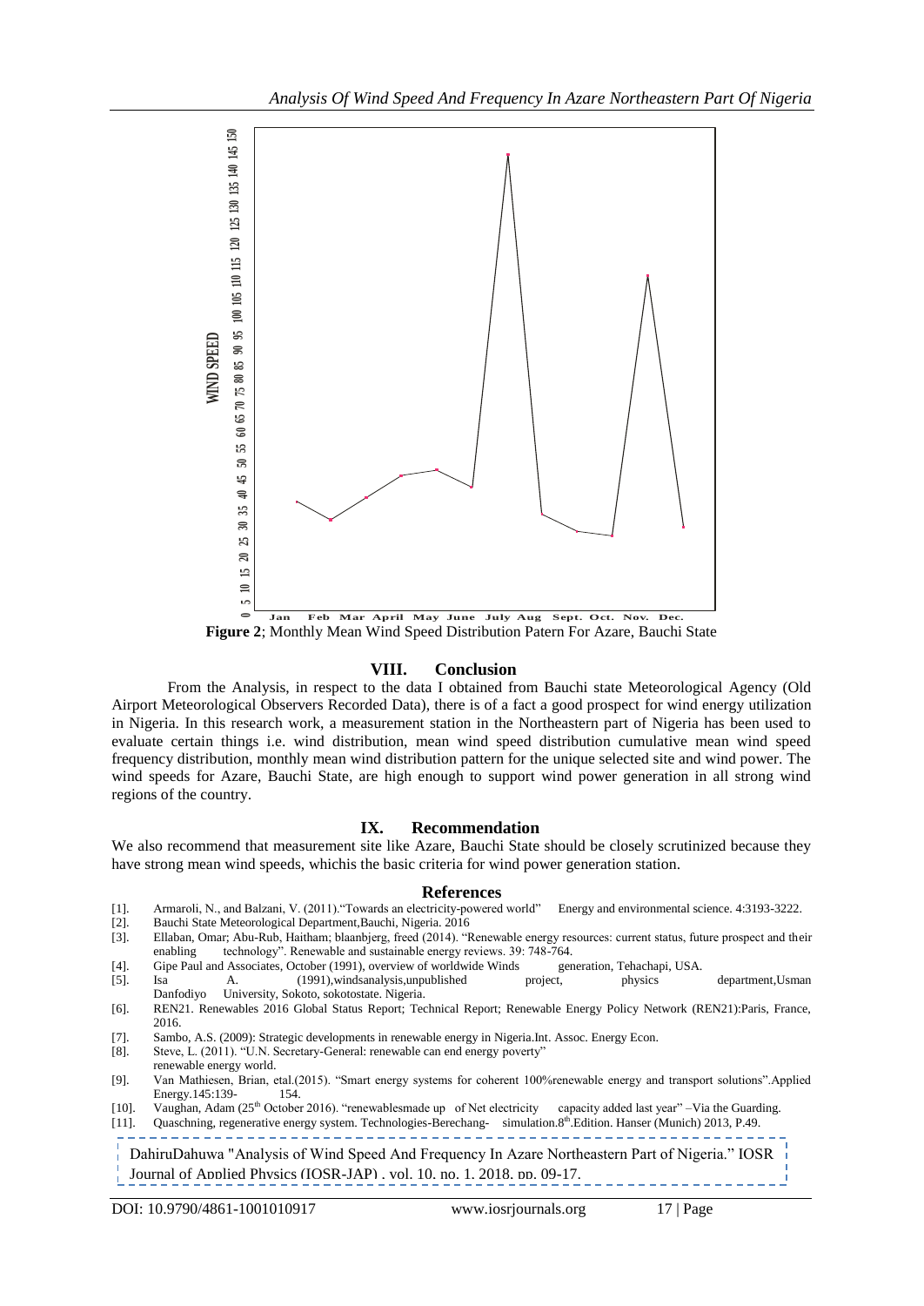WIND SPEED

0 5 10 15 20 25 30 35 40 45 50 55 60 65 70 75 80 85 90 95 100 105 110 115 120 125 130 135 140 145 150

Jan Feb Mar April May June July Aug Sept. Oct. Nov. Dec.

**Figure 2**; Monthly Mean Wind Speed Distribution Patern For Azare, Bauchi State

## VIII. Conclusion

From the Analysis, in respect to the data I obtained from Bauchi state Meteorological Agency (Old Airport Meteorological Observers Recorded Data), there is of a fact a good prospect for wind energy utilization in Nigeria. In this research work, a measurement station in the Northeastern part of Nigeria has been used to evaluate certain things i.e. wind distribution, mean wind speed distribution cumulative mean wind speed frequency distribution, monthly mean wind distribution pattern for the unique selected site and wind power. The wind speeds for Azare, Bauchi State, are high enough to support wind power generation in all strong wind regions of the country.

## IX. Recommendation

We also recommend that measurement site like Azare, Bauchi State should be closely scrutinized because they have strong mean wind speeds, whichis the basic criteria for wind power generation station.

## References

[1]. Armaroli, N., and Balzani, V. (2011)."Towards an electricity-powered world" Energy and environmental science. 4:3193-3222.

[2]. Bauchi State Meteorological Department,Bauchi, Nigeria. 2016

[3]. Ellaban, Omar; Abu-Rub, Haitham; blaanbjerg, freed (2014). "Renewable energy resources: current status, future prospect and their enabling technology". Renewable and sustainable energy reviews. 39: 748-764.

[4]. Gipe Paul and Associates, October (1991), overview of worldwide Winds generation, Tehachapi, USA.

[5]. Isa A. (1991),windsanalysis,unpublished project, physics department,Usman Danfodiyo University, Sokoto, sokotostate. Nigeria.

[6]. REN21. Renewables 2016 Global Status Report; Technical Report; Renewable Energy Policy Network (REN21):Paris, France, 2016.

[7]. Sambo, A.S. (2009): Strategic developments in renewable energy in Nigeria.Int. Assoc. Energy Econ.

[8]. Steve, L. (2011). "U.N. Secretary-General: renewable can end energy poverty" renewable energy world.

[9]. Van Mathiesen, Brian, etal.(2015). "Smart energy systems for coherent 100%renewable energy and transport solutions".Applied Energy.145:139- 154.

[10]. Vaughan, Adam (25th October 2016). "renewablesmade up of Net electricity capacity added last year" –Via the Guarding.

[11]. Quaschning, regenerative energy system. Technologies-Berechang- simulation.8th.Edition. Hanser (Munich) 2013, P.49.

DahiruDahuwa "Analysis of Wind Speed And Frequency In Azare Northeastern Part of Nigeria." IOSR Journal of Applied Physics (IOSR-JAP) , vol. 10, no. 1, 2018, pp. 09-17.